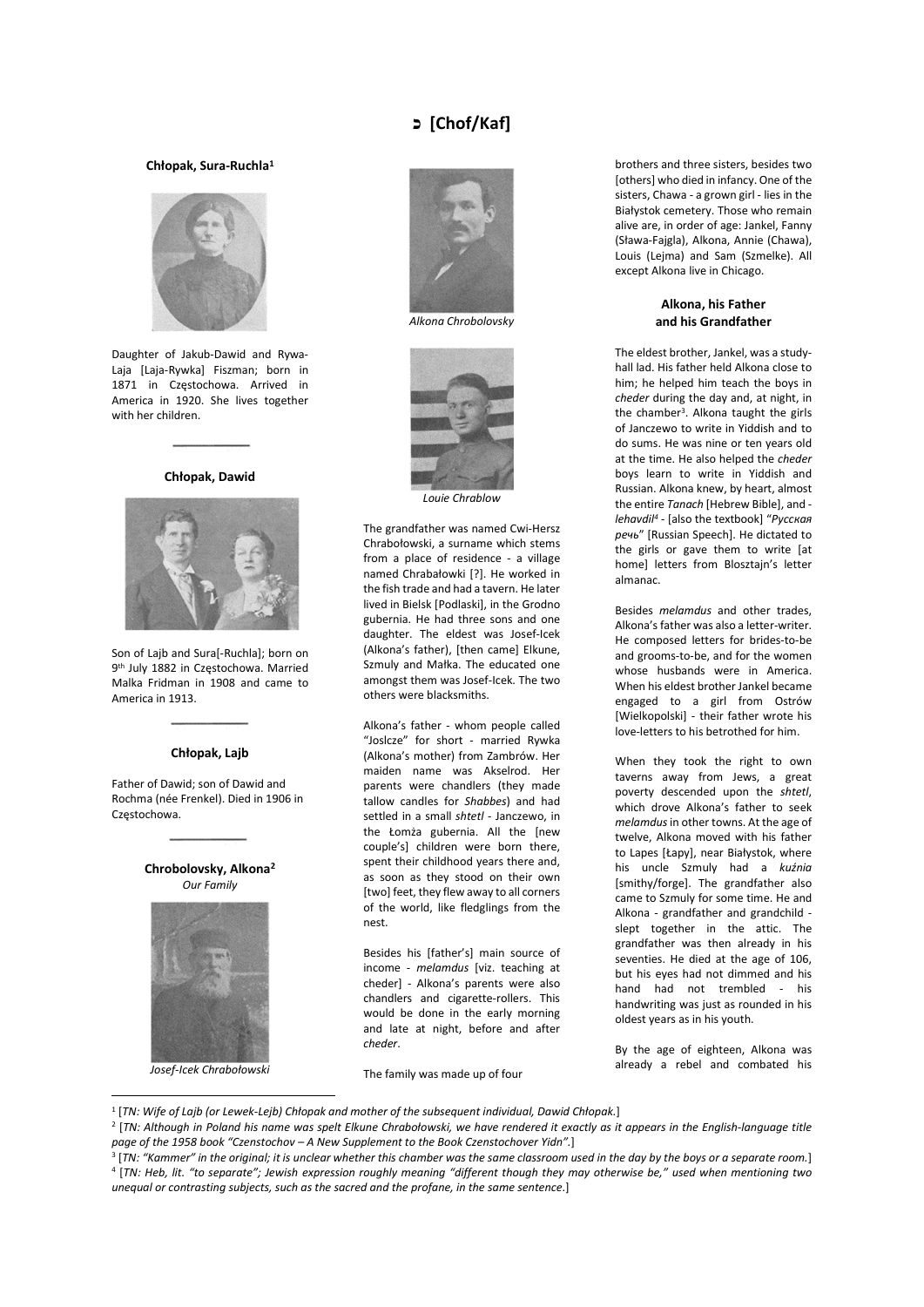# כ [Chof/Kaf]

**Chłopak, Sura-Ruchla**[1]

Daughter of Jakub-Dawid and Rywa-Laja [Laja-Rywka] Fiszman; born in 1871 in Częstochowa. Arrived in America in 1920. She lives together with her children.

---

**Chłopak, Dawid**

Son of Lajb and Sura[-Ruchla]; born on 9th July 1882 in Częstochowa. Married Malka Fridman in 1908 and came to America in 1913.

---

**Chłopak, Lajb**

Father of Dawid; son of Dawid and Rochma (née Frenkel). Died in 1906 in Częstochowa.

---

**Chrobolovsky, Alkona**[2]

*Our Family*

*Josef-Icek Chrabołowski*

*Alkona Chrobolovsky*

*Louie Chrablow*

The grandfather was named Cwi-Hersz Chrabołowski, a surname which stems from a place of residence - a village named Chrabałowki [?]. He worked in the fish trade and had a tavern. He later lived in Bielsk [Podlaski], in the Grodno gubernia. He had three sons and one daughter. The eldest was Josef-Icek (Alkona's father), [then came] Elkune, Szmuly and Małka. The educated one amongst them was Josef-Icek. The two others were blacksmiths.

Alkona's father - whom people called "Joslcze" for short - married Rywka (Alkona's mother) from Zambrów. Her maiden name was Akselrod. Her parents were chandlers (they made tallow candles for *Shabbes*) and had settled in a small *shtetl* - Janczewo, in the Łomża gubernia. All the [new couple's] children were born there, spent their childhood years there and, as soon as they stood on their own [two] feet, they flew away to all corners of the world, like fledglings from the nest.

Besides his [father's] main source of income - *melamdus* [viz. teaching at cheder] - Alkona's parents were also chandlers and cigarette-rollers. This would be done in the early morning and late at night, before and after *cheder*.

The family was made up of four brothers and three sisters, besides two [others] who died in infancy. One of the sisters, Chawa - a grown girl - lies in the Białystok cemetery. Those who remain alive are, in order of age: Jankel, Fanny (Sława-Fajgla), Alkona, Annie (Chawa), Louis (Lejma) and Sam (Szmelke). All except Alkona live in Chicago.

### Alkona, his Father and his Grandfather

The eldest brother, Jankel, was a study-hall lad. His father held Alkona close to him; he helped him teach the boys in *cheder* during the day and, at night, in the chamber[3]. Alkona taught the girls of Janczewo to write in Yiddish and to do sums. He was nine or ten years old at the time. He also helped the *cheder* boys learn to write in Yiddish and Russian. Alkona knew, by heart, almost the entire *Tanach* [Hebrew Bible], and - *lehavdil*[4] - [also the textbook] "*Русская речь*" [Russian Speech]. He dictated to the girls or gave them to write [at home] letters from Blosztajn's letter almanac.

Besides *melamdus* and other trades, Alkona's father was also a letter-writer. He composed letters for brides-to-be and grooms-to-be, and for the women whose husbands were in America. When his eldest brother Jankel became engaged to a girl from Ostrów [Wielkopolski] - their father wrote his love-letters to his betrothed for him.

When they took the right to own taverns away from Jews, a great poverty descended upon the *shtetl*, which drove Alkona's father to seek *melamdus* in other towns. At the age of twelve, Alkona moved with his father to Lapes [Łapy], near Białystok, where his uncle Szmuly had a *kuźnia* [smithy/forge]. The grandfather also came to Szmuly for some time. He and Alkona - grandfather and grandchild - slept together in the attic. The grandfather was then already in his seventies. He died at the age of 106, but his eyes had not dimmed and his hand had not trembled - his handwriting was just as rounded in his oldest years as in his youth.

By the age of eighteen, Alkona was already a rebel and combated his

---

[1] [*TN: Wife of Lajb (or Lewek-Lejb) Chłopak and mother of the subsequent individual, Dawid Chłopak.*]

[2] [*TN: Although in Poland his name was spelt Elkune Chrabołowski, we have rendered it exactly as it appears in the English-language title page of the 1958 book "Czenstochov – A New Supplement to the Book Czenstochover Yidn".*]

[3] [*TN: "Kammer" in the original; it is unclear whether this chamber was the same classroom used in the day by the boys or a separate room.*]

[4] [*TN: Heb, lit. "to separate"; Jewish expression roughly meaning "different though they may otherwise be," used when mentioning two unequal or contrasting subjects, such as the sacred and the profane, in the same sentence.*]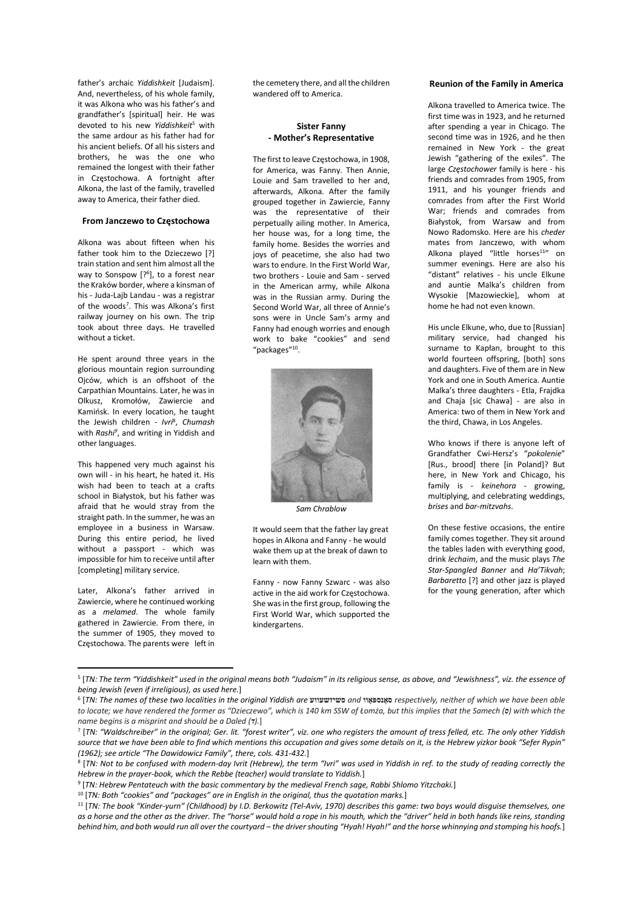father's archaic *Yiddishkeit* [Judaism]. And, nevertheless, of his whole family, it was Alkona who was his father's and grandfather's [spiritual] heir. He was devoted to his new *Yiddishkeit*[5] with the same ardour as his father had for his ancient beliefs. Of all his sisters and brothers, he was the one who remained the longest with their father in Częstochowa. A fortnight after Alkona, the last of the family, travelled away to America, their father died.

#### From Janczewo to Częstochowa

Alkona was about fifteen when his father took him to the Dzieczewo [?] train station and sent him almost all the way to Sonspow [?[6]], to a forest near the Kraków border, where a kinsman of his - Juda-Lajb Landau - was a registrar of the woods[7]. This was Alkona's first railway journey on his own. The trip took about three days. He travelled without a ticket.

He spent around three years in the glorious mountain region surrounding Ojców, which is an offshoot of the Carpathian Mountains. Later, he was in Olkusz, Kromołów, Zawiercie and Kamińsk. In every location, he taught the Jewish children - *Ivri*[8], *Chumash* with *Rashi*[9], and writing in Yiddish and other languages.

This happened very much against his own will - in his heart, he hated it. His wish had been to teach at a crafts school in Białystok, but his father was afraid that he would stray from the straight path. In the summer, he was an employee in a business in Warsaw. During this entire period, he lived without a passport - which was impossible for him to receive until after [completing] military service.

Later, Alkona's father arrived in Zawiercie, where he continued working as a *melamed*. The whole family gathered in Zawiercie. From there, in the summer of 1905, they moved to Częstochowa. The parents were left in the cemetery there, and all the children wandered off to America.

#### Sister Fanny - Mother's Representative

The first to leave Częstochowa, in 1908, for America, was Fanny. Then Annie, Louie and Sam travelled to her and, afterwards, Alkona. After the family grouped together in Zawiercie, Fanny was the representative of their perpetually ailing mother. In America, her house was, for a long time, the family home. Besides the worries and joys of peacetime, she also had two wars to endure. In the First World War, two brothers - Louie and Sam - served in the American army, while Alkona was in the Russian army. During the Second World War, all three of Annie's sons were in Uncle Sam's army and Fanny had enough worries and enough work to bake "cookies" and send "packages"[10].

*Sam Chrablow*

It would seem that the father lay great hopes in Alkona and Fanny - he would wake them up at the break of dawn to learn with them.

Fanny - now Fanny Szwarc - was also active in the aid work for Częstochowa. She was in the first group, following the First World War, which supported the kindergartens.

#### Reunion of the Family in America

Alkona travelled to America twice. The first time was in 1923, and he returned after spending a year in Chicago. The second time was in 1926, and he then remained in New York - the great Jewish "gathering of the exiles". The large *Częstochower* family is here - his friends and comrades from 1905, from 1911, and his younger friends and comrades from after the First World War; friends and comrades from Białystok, from Warsaw and from Nowo Radomsko. Here are his *cheder* mates from Janczewo, with whom Alkona played "little horses[11]" on summer evenings. Here are also his "distant" relatives - his uncle Elkune and auntie Malka's children from Wysokie [Mazowieckie], whom at home he had not even known.

His uncle Elkune, who, due to [Russian] military service, had changed his surname to Kapłan, brought to this world fourteen offspring, [both] sons and daughters. Five of them are in New York and one in South America. Auntie Malka's three daughters - Etla, Frajdka and Chaja [sic Chawa] - are also in America: two of them in New York and the third, Chawa, in Los Angeles.

Who knows if there is anyone left of Grandfather Cwi-Hersz's "*pokolenie*" [Rus., brood] there [in Poland]? But here, in New York and Chicago, his family is - *keinehora* - growing, multiplying, and celebrating weddings, *brises* and *bar-mitzvahs*.

On these festive occasions, the entire family comes together. They sit around the tables laden with everything good, drink *lechaim*, and the music plays *The Star-Spangled Banner* and *Ha'Tikvah*; *Barbaretto* [?] and other jazz is played for the young generation, after which

---

[5] [*TN: The term "Yiddishkeit" used in the original means both "Judaism" in its religious sense, as above, and "Jewishness", viz. the essence of being Jewish (even if irreligious), as used here.*]

[6] [*TN: The names of these two localities in the original Yiddish are* **סשיזשעווע** *and* **סאָנספּאָוו** *respectively, neither of which we have been able to locate; we have rendered the former as "Dzieczewo", which is 140 km SSW of Łomża, but this implies that the Samech (*ס*) with which the name begins is a misprint and should be a Daled (*ד*).*]

[7] [*TN: "Waldschreiber" in the original; Ger. lit. "forest writer", viz. one who registers the amount of tress felled, etc. The only other Yiddish source that we have been able to find which mentions this occupation and gives some details on it, is the Hebrew yizkor book "Sefer Rypin" (1962); see article "The Dawidowicz Family", there, cols. 431-432.*]

[8] [*TN: Not to be confused with modern-day Ivrit (Hebrew), the term "Ivri" was used in Yiddish in ref. to the study of reading correctly the Hebrew in the prayer-book, which the Rebbe (teacher) would translate to Yiddish.*]

[9] [*TN: Hebrew Pentateuch with the basic commentary by the medieval French sage, Rabbi Shlomo Yitzchaki.*]

[10] [*TN: Both "cookies" and "packages" are in English in the original, thus the quotation marks.*]

[11] [*TN: The book "Kinder-yurn" (Childhood) by I.D. Berkowitz (Tel-Aviv, 1970) describes this game: two boys would disguise themselves, one as a horse and the other as the driver. The "horse" would hold a rope in his mouth, which the "driver" held in both hands like reins, standing behind him, and both would run all over the courtyard – the driver shouting "Hyah! Hyah!" and the horse whinnying and stomping his hoofs.*]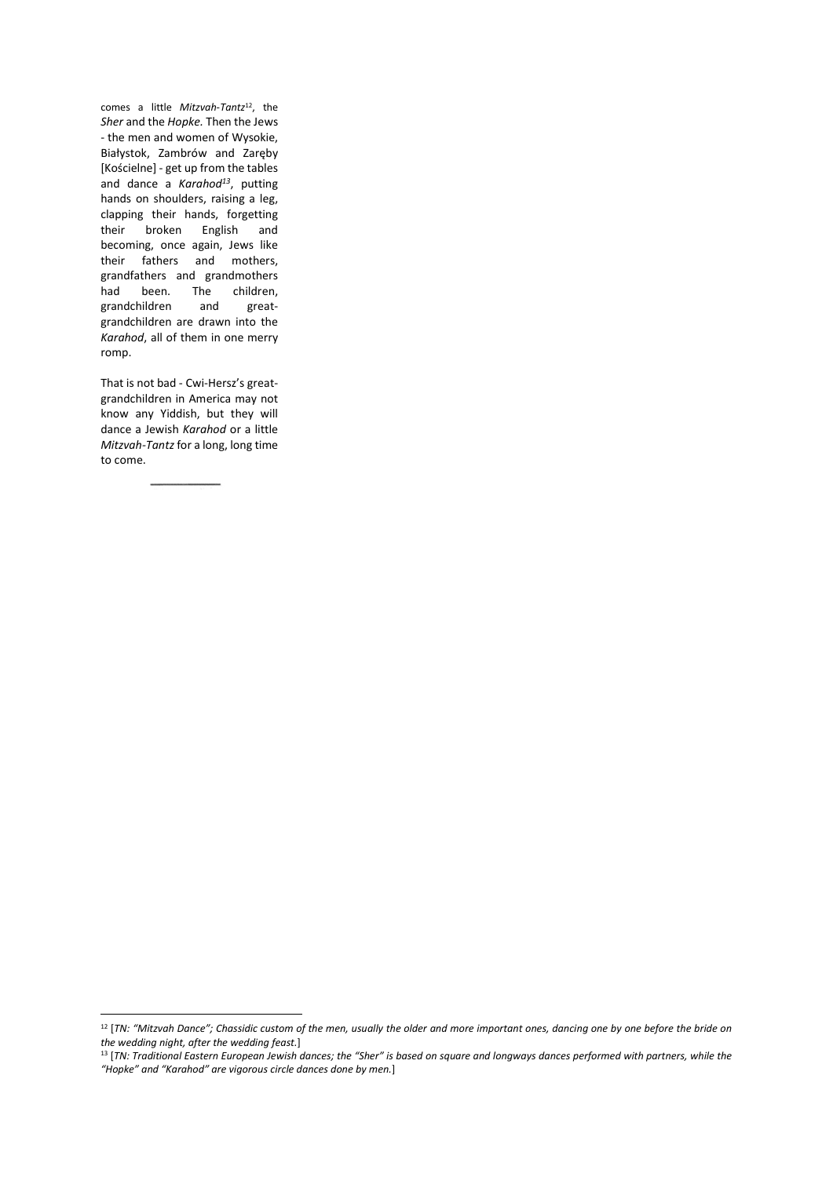comes a little *Mitzvah-Tantz*[12], the *Sher* and the *Hopke.* Then the Jews - the men and women of Wysokie, Białystok, Zambrów and Zaręby [Kościelne] - get up from the tables and dance a *Karahod*[13], putting hands on shoulders, raising a leg, clapping their hands, forgetting their broken English and becoming, once again, Jews like their fathers and mothers, grandfathers and grandmothers had been. The children, grandchildren and great-grandchildren are drawn into the *Karahod*, all of them in one merry romp.

That is not bad - Cwi-Hersz's great-grandchildren in America may not know any Yiddish, but they will dance a Jewish *Karahod* or a little *Mitzvah-Tantz* for a long, long time to come.

---

[12] [*TN: "Mitzvah Dance"; Chassidic custom of the men, usually the older and more important ones, dancing one by one before the bride on the wedding night, after the wedding feast.*]

[13] [*TN: Traditional Eastern European Jewish dances; the "Sher" is based on square and longways dances performed with partners, while the "Hopke" and "Karahod" are vigorous circle dances done by men.*]